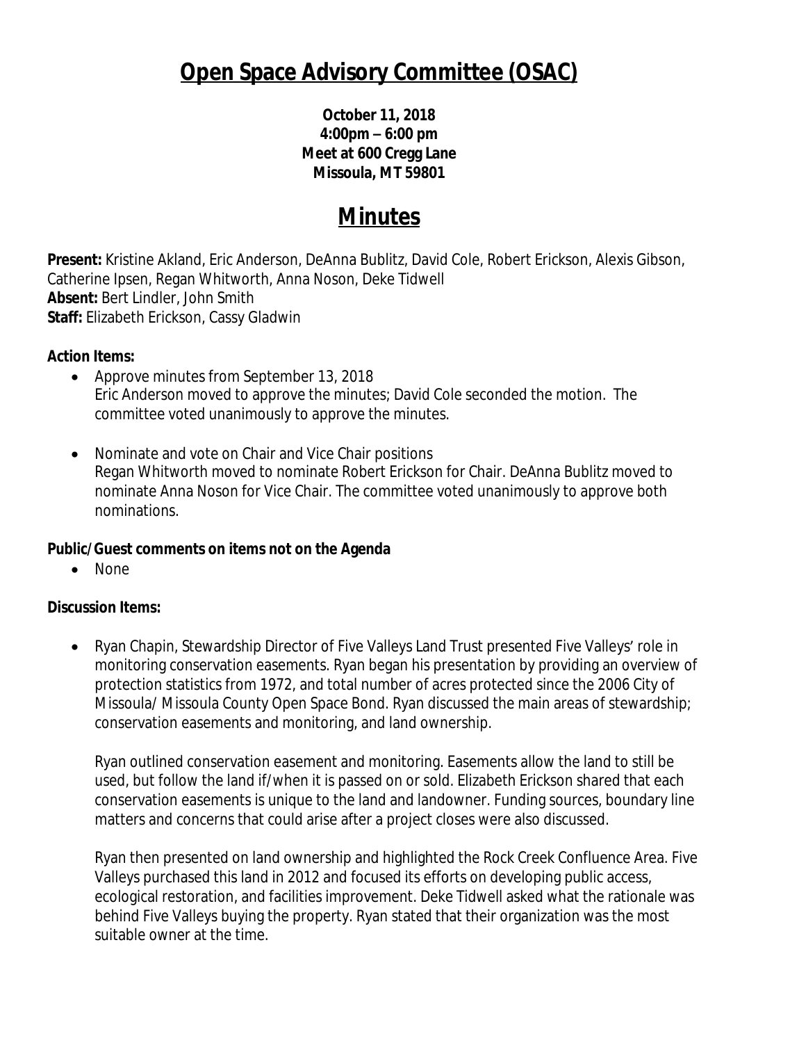# Open Space Advisory Committee (OSAC)

**October 11, 2018**
**4:00pm – 6:00 pm**
**Meet at 600 Cregg Lane**
**Missoula, MT 59801**

# Minutes

**Present:** Kristine Akland, Eric Anderson, DeAnna Bublitz, David Cole, Robert Erickson, Alexis Gibson, Catherine Ipsen, Regan Whitworth, Anna Noson, Deke Tidwell
**Absent:** Bert Lindler, John Smith
**Staff:** Elizabeth Erickson, Cassy Gladwin

**Action Items:**

- Approve minutes from September 13, 2018
  Eric Anderson moved to approve the minutes; David Cole seconded the motion. The committee voted unanimously to approve the minutes.
- Nominate and vote on Chair and Vice Chair positions
  Regan Whitworth moved to nominate Robert Erickson for Chair. DeAnna Bublitz moved to nominate Anna Noson for Vice Chair. The committee voted unanimously to approve both nominations.

**Public/Guest comments on items not on the Agenda**

- None

**Discussion Items:**

- Ryan Chapin, Stewardship Director of Five Valleys Land Trust presented Five Valleys' role in monitoring conservation easements. Ryan began his presentation by providing an overview of protection statistics from 1972, and total number of acres protected since the 2006 City of Missoula/ Missoula County Open Space Bond. Ryan discussed the main areas of stewardship; conservation easements and monitoring, and land ownership.

  Ryan outlined conservation easement and monitoring. Easements allow the land to still be used, but follow the land if/when it is passed on or sold. Elizabeth Erickson shared that each conservation easements is unique to the land and landowner. Funding sources, boundary line matters and concerns that could arise after a project closes were also discussed.

  Ryan then presented on land ownership and highlighted the Rock Creek Confluence Area. Five Valleys purchased this land in 2012 and focused its efforts on developing public access, ecological restoration, and facilities improvement. Deke Tidwell asked what the rationale was behind Five Valleys buying the property. Ryan stated that their organization was the most suitable owner at the time.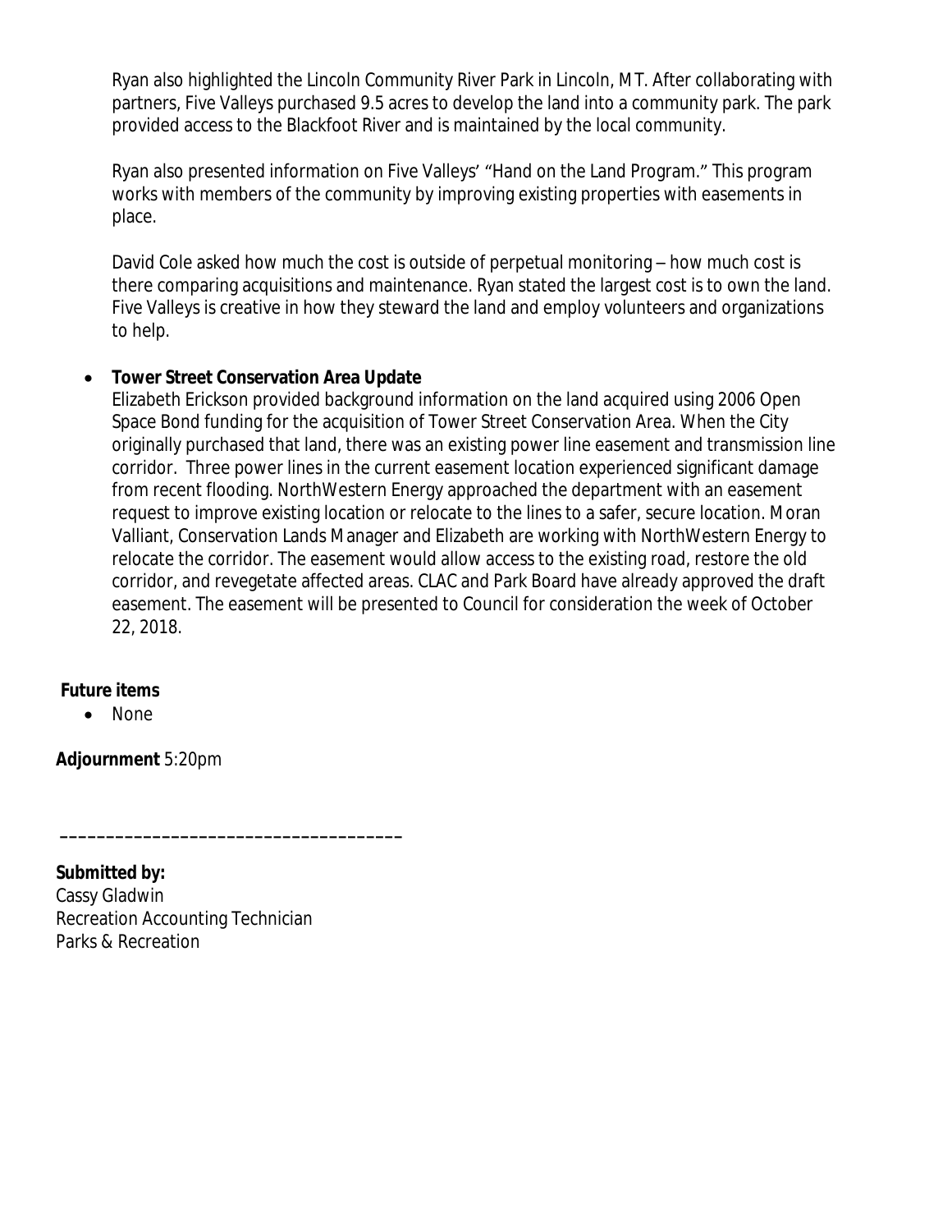Ryan also highlighted the Lincoln Community River Park in Lincoln, MT. After collaborating with partners, Five Valleys purchased 9.5 acres to develop the land into a community park. The park provided access to the Blackfoot River and is maintained by the local community.

Ryan also presented information on Five Valleys' "Hand on the Land Program." This program works with members of the community by improving existing properties with easements in place.

David Cole asked how much the cost is outside of perpetual monitoring – how much cost is there comparing acquisitions and maintenance. Ryan stated the largest cost is to own the land. Five Valleys is creative in how they steward the land and employ volunteers and organizations to help.

- **Tower Street Conservation Area Update**
  Elizabeth Erickson provided background information on the land acquired using 2006 Open Space Bond funding for the acquisition of Tower Street Conservation Area. When the City originally purchased that land, there was an existing power line easement and transmission line corridor. Three power lines in the current easement location experienced significant damage from recent flooding. NorthWestern Energy approached the department with an easement request to improve existing location or relocate to the lines to a safer, secure location. Moran Valliant, Conservation Lands Manager and Elizabeth are working with NorthWestern Energy to relocate the corridor. The easement would allow access to the existing road, restore the old corridor, and revegetate affected areas. CLAC and Park Board have already approved the draft easement. The easement will be presented to Council for consideration the week of October 22, 2018.

**Future items**

- None

**Adjournment** 5:20pm

_____________________________________

**Submitted by:**
Cassy Gladwin
Recreation Accounting Technician
Parks & Recreation